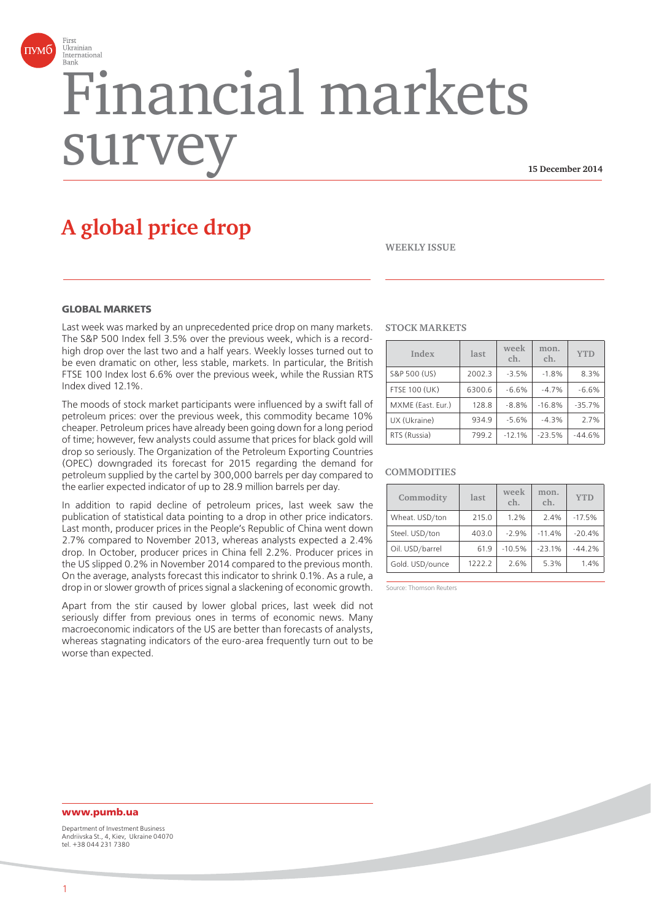First Ukrainian International Bank

# Financial markets survey

15 December 2014

## A global price drop

WEEKLY ISSUE

### GLOBAL MARKETS

Last week was marked by an unprecedented price drop on many markets. The S&P 500 Index fell 3.5% over the previous week, which is a record-high drop over the last two and a half years. Weekly losses turned out to be even dramatic on other, less stable, markets. In particular, the British FTSE 100 Index lost 6.6% over the previous week, while the Russian RTS Index dived 12.1%.

The moods of stock market participants were influenced by a swift fall of petroleum prices: over the previous week, this commodity became 10% cheaper. Petroleum prices have already been going down for a long period of time; however, few analysts could assume that prices for black gold will drop so seriously. The Organization of the Petroleum Exporting Countries (OPEC) downgraded its forecast for 2015 regarding the demand for petroleum supplied by the cartel by 300,000 barrels per day compared to the earlier expected indicator of up to 28.9 million barrels per day.

In addition to rapid decline of petroleum prices, last week saw the publication of statistical data pointing to a drop in other price indicators. Last month, producer prices in the People's Republic of China went down 2.7% compared to November 2013, whereas analysts expected a 2.4% drop. In October, producer prices in China fell 2.2%. Producer prices in the US slipped 0.2% in November 2014 compared to the previous month. On the average, analysts forecast this indicator to shrink 0.1%. As a rule, a drop in or slower growth of prices signal a slackening of economic growth.

Apart from the stir caused by lower global prices, last week did not seriously differ from previous ones in terms of economic news. Many macroeconomic indicators of the US are better than forecasts of analysts, whereas stagnating indicators of the euro-area frequently turn out to be worse than expected.

### STOCK MARKETS

| Index | last | week ch. | mon. ch. | YTD |
|---|---|---|---|---|
| S&P 500 (US) | 2002.3 | -3.5% | -1.8% | 8.3% |
| FTSE 100 (UK) | 6300.6 | -6.6% | -4.7% | -6.6% |
| MXME (East. Eur.) | 128.8 | -8.8% | -16.8% | -35.7% |
| UX (Ukraine) | 934.9 | -5.6% | -4.3% | 2.7% |
| RTS (Russia) | 799.2 | -12.1% | -23.5% | -44.6% |

### COMMODITIES

| Commodity | last | week ch. | mon. ch. | YTD |
|---|---|---|---|---|
| Wheat. USD/ton | 215.0 | 1.2% | 2.4% | -17.5% |
| Steel. USD/ton | 403.0 | -2.9% | -11.4% | -20.4% |
| Oil. USD/barrel | 61.9 | -10.5% | -23.1% | -44.2% |
| Gold. USD/ounce | 1222.2 | 2.6% | 5.3% | 1.4% |

Source: Thomson Reuters

**www.pumb.ua**

Department of Investment Business
Andriivska St., 4, Kiev, Ukraine 04070
tel. +38 044 231 7380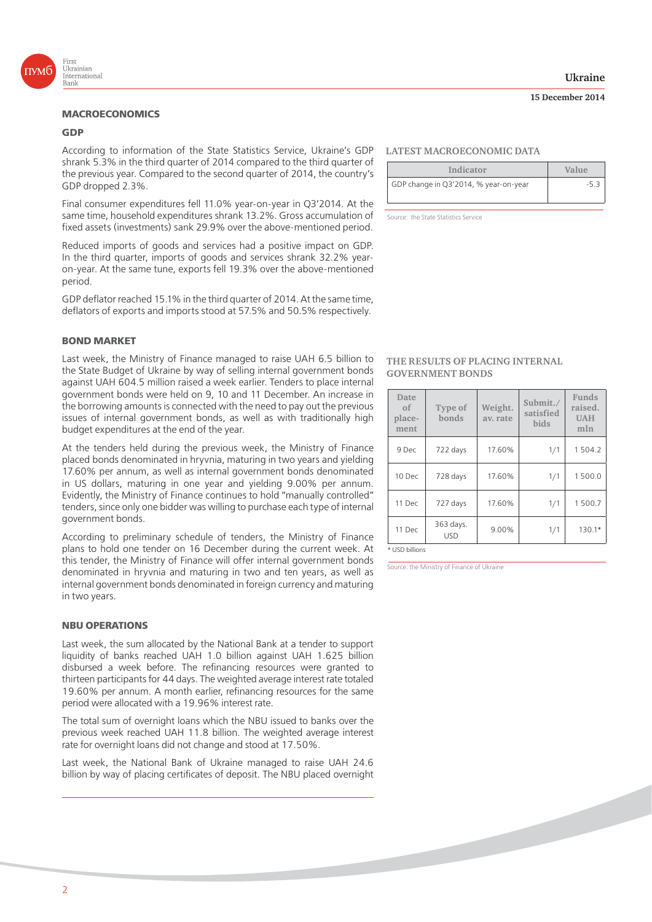## MACROECONOMICS

### GDP

According to information of the State Statistics Service, Ukraine's GDP shrank 5.3% in the third quarter of 2014 compared to the third quarter of the previous year. Compared to the second quarter of 2014, the country's GDP dropped 2.3%.

Final consumer expenditures fell 11.0% year-on-year in Q3'2014. At the same time, household expenditures shrank 13.2%. Gross accumulation of fixed assets (investments) sank 29.9% over the above-mentioned period.

Reduced imports of goods and services had a positive impact on GDP. In the third quarter, imports of goods and services shrank 32.2% year-on-year. At the same tune, exports fell 19.3% over the above-mentioned period.

GDP deflator reached 15.1% in the third quarter of 2014. At the same time, deflators of exports and imports stood at 57.5% and 50.5% respectively.

**LATEST MACROECONOMIC DATA**

| Indicator | Value |
|---|---|
| GDP change in Q3'2014, % year-on-year | -5.3 |

Source: the State Statistics Service

### BOND MARKET

Last week, the Ministry of Finance managed to raise UAH 6.5 billion to the State Budget of Ukraine by way of selling internal government bonds against UAH 604.5 million raised a week earlier. Tenders to place internal government bonds were held on 9, 10 and 11 December. An increase in the borrowing amounts is connected with the need to pay out the previous issues of internal government bonds, as well as with traditionally high budget expenditures at the end of the year.

At the tenders held during the previous week, the Ministry of Finance placed bonds denominated in hryvnia, maturing in two years and yielding 17.60% per annum, as well as internal government bonds denominated in US dollars, maturing in one year and yielding 9.00% per annum. Evidently, the Ministry of Finance continues to hold "manually controlled" tenders, since only one bidder was willing to purchase each type of internal government bonds.

According to preliminary schedule of tenders, the Ministry of Finance plans to hold one tender on 16 December during the current week. At this tender, the Ministry of Finance will offer internal government bonds denominated in hryvnia and maturing in two and ten years, as well as internal government bonds denominated in foreign currency and maturing in two years.

**THE RESULTS OF PLACING INTERNAL GOVERNMENT BONDS**

| Date of placement | Type of bonds | Weight. av. rate | Submit./ satisfied bids | Funds raised. UAH mln |
|---|---|---|---|---|
| 9 Dec | 722 days | 17.60% | 1/1 | 1 504.2 |
| 10 Dec | 728 days | 17.60% | 1/1 | 1 500.0 |
| 11 Dec | 727 days | 17.60% | 1/1 | 1 500.7 |
| 11 Dec | 363 days. USD | 9.00% | 1/1 | 130.1* |

\* USD billions

Source: the Ministry of Finance of Ukraine

### NBU OPERATIONS

Last week, the sum allocated by the National Bank at a tender to support liquidity of banks reached UAH 1.0 billion against UAH 1.625 billion disbursed a week before. The refinancing resources were granted to thirteen participants for 44 days. The weighted average interest rate totaled 19.60% per annum. A month earlier, refinancing resources for the same period were allocated with a 19.96% interest rate.

The total sum of overnight loans which the NBU issued to banks over the previous week reached UAH 11.8 billion. The weighted average interest rate for overnight loans did not change and stood at 17.50%.

Last week, the National Bank of Ukraine managed to raise UAH 24.6 billion by way of placing certificates of deposit. The NBU placed overnight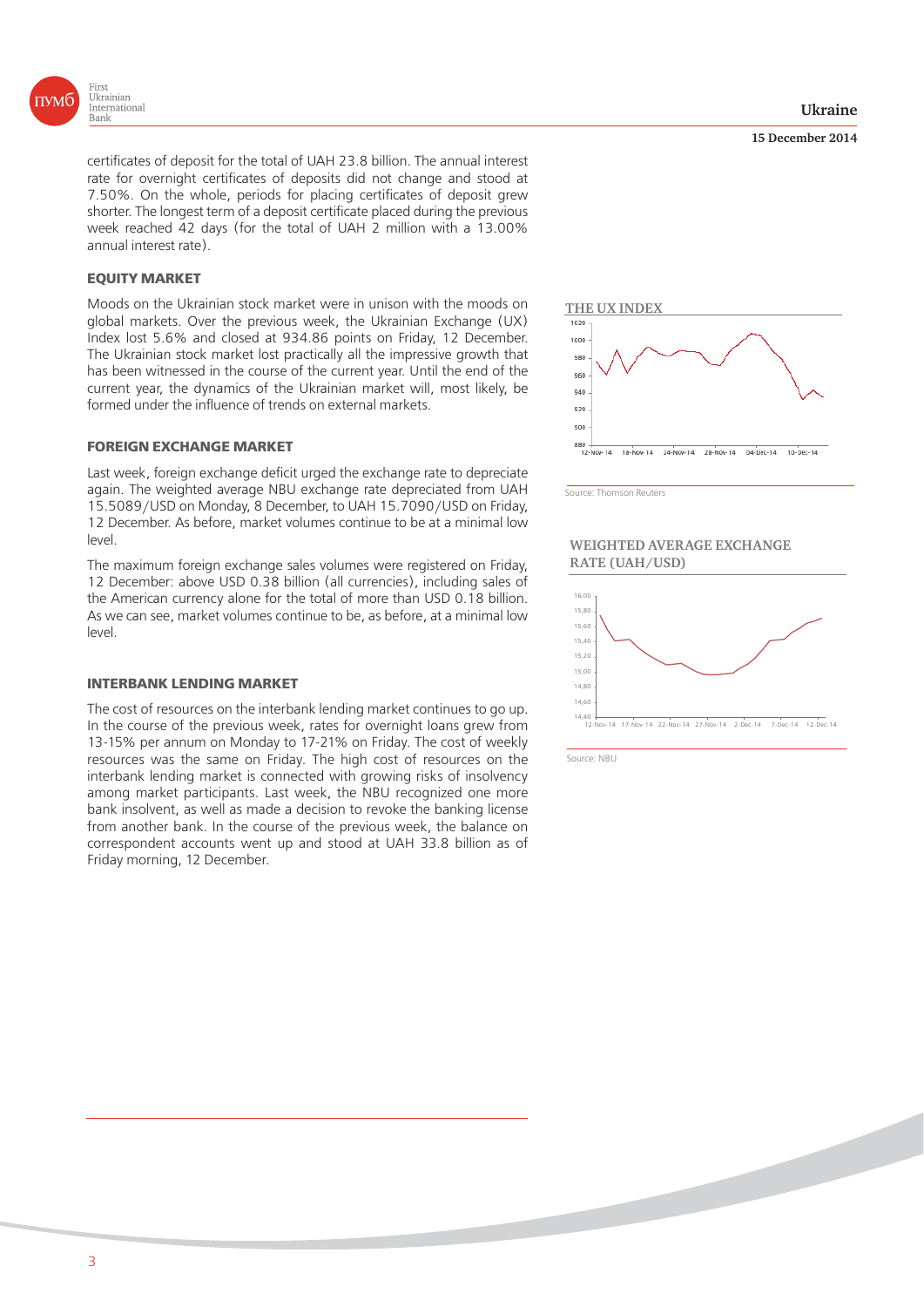certificates of deposit for the total of UAH 23.8 billion. The annual interest rate for overnight certificates of deposits did not change and stood at 7.50%. On the whole, periods for placing certificates of deposit grew shorter. The longest term of a deposit certificate placed during the previous week reached 42 days (for the total of UAH 2 million with a 13.00% annual interest rate).

## EQUITY MARKET

Moods on the Ukrainian stock market were in unison with the moods on global markets. Over the previous week, the Ukrainian Exchange (UX) Index lost 5.6% and closed at 934.86 points on Friday, 12 December. The Ukrainian stock market lost practically all the impressive growth that has been witnessed in the course of the current year. Until the end of the current year, the dynamics of the Ukrainian market will, most likely, be formed under the influence of trends on external markets.

THE UX INDEX

Source: Thomson Reuters

## FOREIGN EXCHANGE MARKET

Last week, foreign exchange deficit urged the exchange rate to depreciate again. The weighted average NBU exchange rate depreciated from UAH 15.5089/USD on Monday, 8 December, to UAH 15.7090/USD on Friday, 12 December. As before, market volumes continue to be at a minimal low level.

The maximum foreign exchange sales volumes were registered on Friday, 12 December: above USD 0.38 billion (all currencies), including sales of the American currency alone for the total of more than USD 0.18 billion. As we can see, market volumes continue to be, as before, at a minimal low level.

WEIGHTED AVERAGE EXCHANGE RATE (UAH/USD)

Source: NBU

## INTERBANK LENDING MARKET

The cost of resources on the interbank lending market continues to go up. In the course of the previous week, rates for overnight loans grew from 13-15% per annum on Monday to 17-21% on Friday. The cost of weekly resources was the same on Friday. The high cost of resources on the interbank lending market is connected with growing risks of insolvency among market participants. Last week, the NBU recognized one more bank insolvent, as well as made a decision to revoke the banking license from another bank. In the course of the previous week, the balance on correspondent accounts went up and stood at UAH 33.8 billion as of Friday morning, 12 December.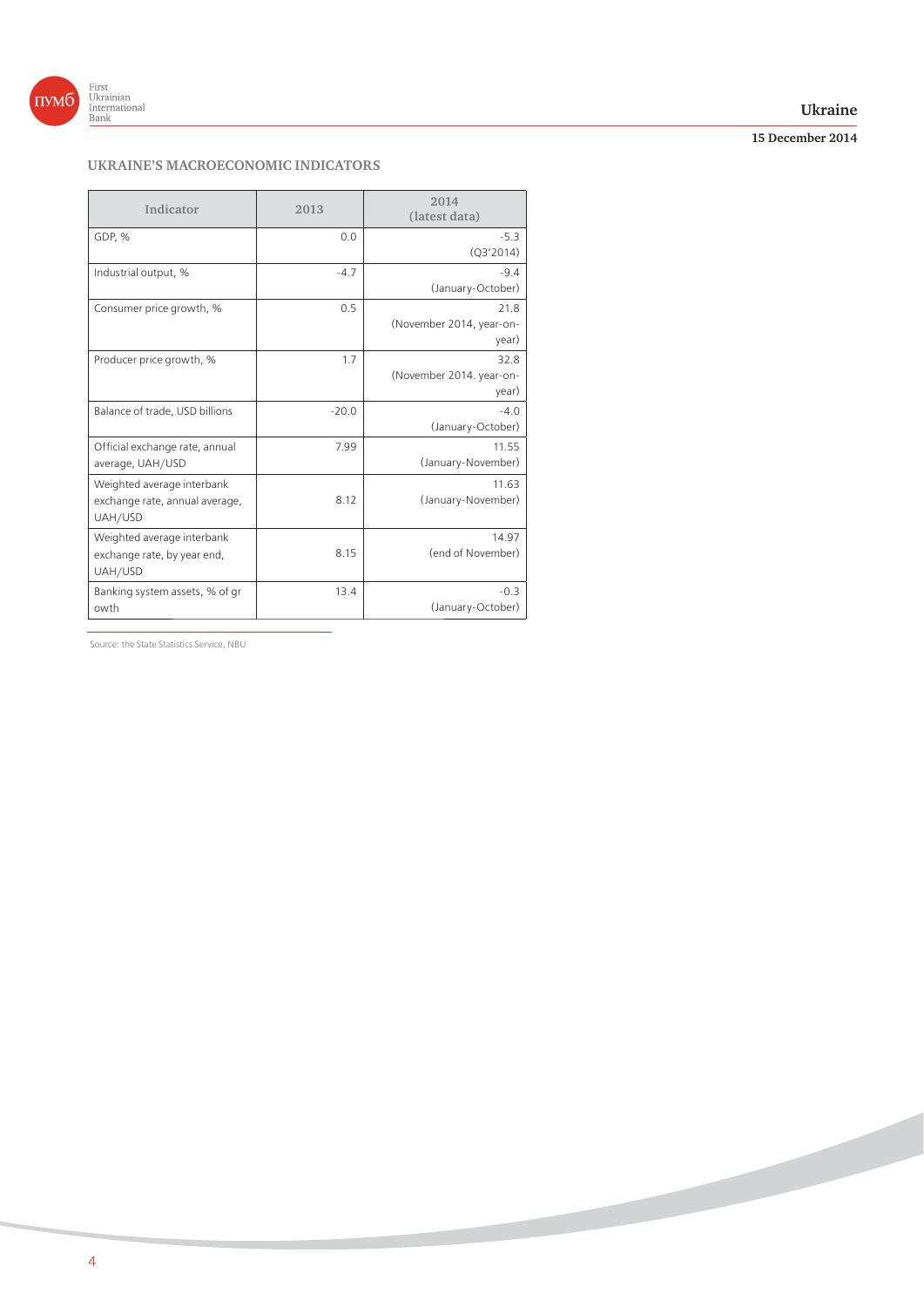## UKRAINE'S MACROECONOMIC INDICATORS

| Indicator | 2013 | 2014 (latest data) |
|---|---|---|
| GDP, % | 0.0 | -5.3 (Q3'2014) |
| Industrial output, % | -4.7 | -9.4 (January-October) |
| Consumer price growth, % | 0.5 | 21.8 (November 2014, year-on-year) |
| Producer price growth, % | 1.7 | 32.8 (November 2014. year-on-year) |
| Balance of trade, USD billions | -20.0 | -4.0 (January-October) |
| Official exchange rate, annual average, UAH/USD | 7.99 | 11.55 (January-November) |
| Weighted average interbank exchange rate, annual average, UAH/USD | 8.12 | 11.63 (January-November) |
| Weighted average interbank exchange rate, by year end, UAH/USD | 8.15 | 14.97 (end of November) |
| Banking system assets, % of growth | 13.4 | -0.3 (January-October) |

Source: the State Statistics Service, NBU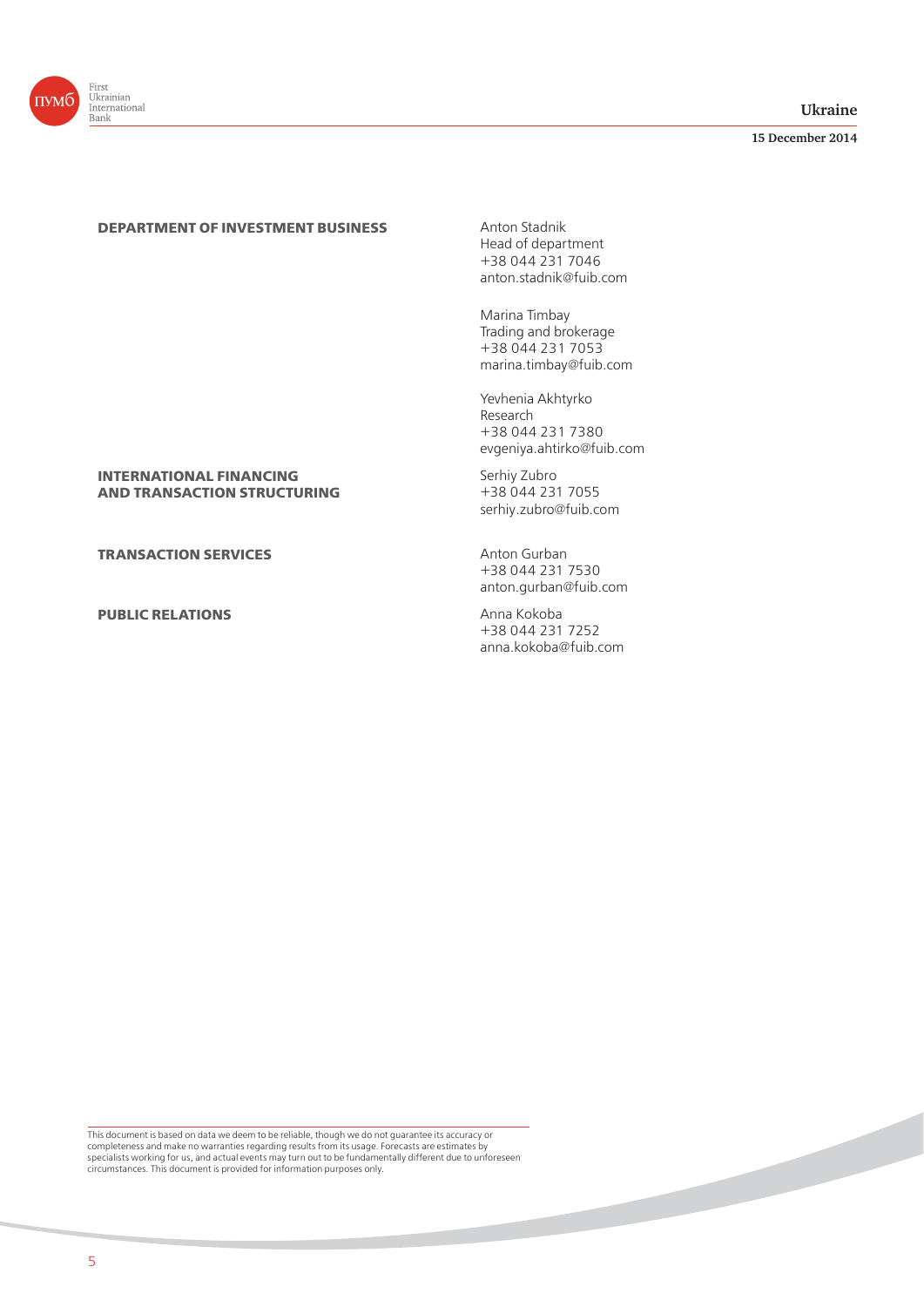**DEPARTMENT OF INVESTMENT BUSINESS**

Anton Stadnik
Head of department
+38 044 231 7046
anton.stadnik@fuib.com

Marina Timbay
Trading and brokerage
+38 044 231 7053
marina.timbay@fuib.com

Yevhenia Akhtyrko
Research
+38 044 231 7380
evgeniya.ahtirko@fuib.com

**INTERNATIONAL FINANCING AND TRANSACTION STRUCTURING**

Serhiy Zubro
+38 044 231 7055
serhiy.zubro@fuib.com

**TRANSACTION SERVICES**

Anton Gurban
+38 044 231 7530
anton.gurban@fuib.com

**PUBLIC RELATIONS**

Anna Kokoba
+38 044 231 7252
anna.kokoba@fuib.com

This document is based on data we deem to be reliable, though we do not guarantee its accuracy or completeness and make no warranties regarding results from its usage. Forecasts are estimates by specialists working for us, and actual events may turn out to be fundamentally different due to unforeseen circumstances. This document is provided for information purposes only.